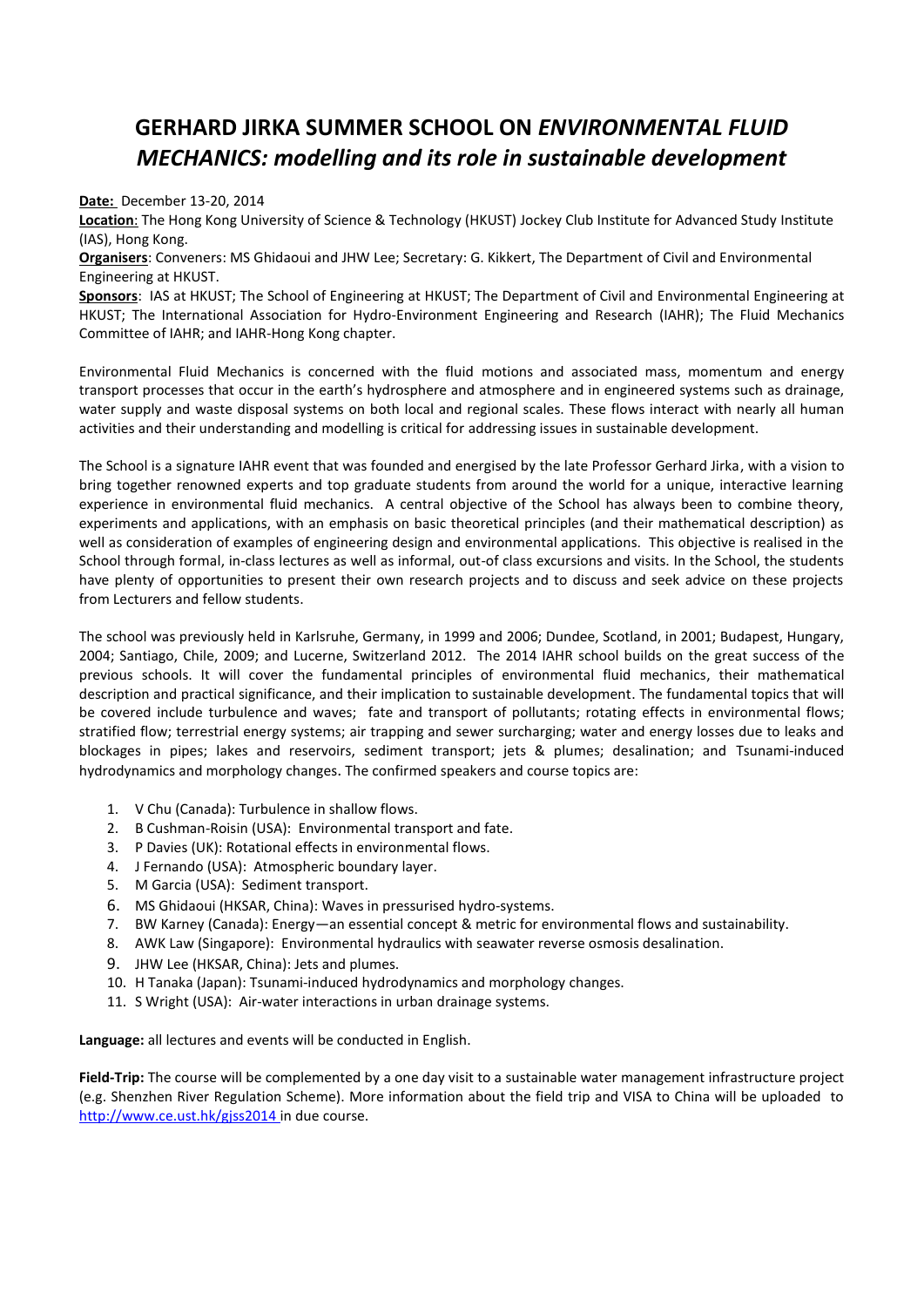# GERHARD JIRKA SUMMER SCHOOL ON *ENVIRONMENTAL FLUID MECHANICS: modelling and its role in sustainable development*

**Date:** December 13-20, 2014

**Location**: The Hong Kong University of Science & Technology (HKUST) Jockey Club Institute for Advanced Study Institute (IAS), Hong Kong.

**Organisers**: Conveners: MS Ghidaoui and JHW Lee; Secretary: G. Kikkert, The Department of Civil and Environmental Engineering at HKUST.

**Sponsors**: IAS at HKUST; The School of Engineering at HKUST; The Department of Civil and Environmental Engineering at HKUST; The International Association for Hydro-Environment Engineering and Research (IAHR); The Fluid Mechanics Committee of IAHR; and IAHR-Hong Kong chapter.

Environmental Fluid Mechanics is concerned with the fluid motions and associated mass, momentum and energy transport processes that occur in the earth's hydrosphere and atmosphere and in engineered systems such as drainage, water supply and waste disposal systems on both local and regional scales. These flows interact with nearly all human activities and their understanding and modelling is critical for addressing issues in sustainable development.

The School is a signature IAHR event that was founded and energised by the late Professor Gerhard Jirka, with a vision to bring together renowned experts and top graduate students from around the world for a unique, interactive learning experience in environmental fluid mechanics. A central objective of the School has always been to combine theory, experiments and applications, with an emphasis on basic theoretical principles (and their mathematical description) as well as consideration of examples of engineering design and environmental applications. This objective is realised in the School through formal, in-class lectures as well as informal, out-of class excursions and visits. In the School, the students have plenty of opportunities to present their own research projects and to discuss and seek advice on these projects from Lecturers and fellow students.

The school was previously held in Karlsruhe, Germany, in 1999 and 2006; Dundee, Scotland, in 2001; Budapest, Hungary, 2004; Santiago, Chile, 2009; and Lucerne, Switzerland 2012. The 2014 IAHR school builds on the great success of the previous schools. It will cover the fundamental principles of environmental fluid mechanics, their mathematical description and practical significance, and their implication to sustainable development. The fundamental topics that will be covered include turbulence and waves; fate and transport of pollutants; rotating effects in environmental flows; stratified flow; terrestrial energy systems; air trapping and sewer surcharging; water and energy losses due to leaks and blockages in pipes; lakes and reservoirs, sediment transport; jets & plumes; desalination; and Tsunami-induced hydrodynamics and morphology changes. The confirmed speakers and course topics are:

1. V Chu (Canada): Turbulence in shallow flows.
2. B Cushman-Roisin (USA): Environmental transport and fate.
3. P Davies (UK): Rotational effects in environmental flows.
4. J Fernando (USA): Atmospheric boundary layer.
5. M Garcia (USA): Sediment transport.
6. MS Ghidaoui (HKSAR, China): Waves in pressurised hydro-systems.
7. BW Karney (Canada): Energy—an essential concept & metric for environmental flows and sustainability.
8. AWK Law (Singapore): Environmental hydraulics with seawater reverse osmosis desalination.
9. JHW Lee (HKSAR, China): Jets and plumes.
10. H Tanaka (Japan): Tsunami-induced hydrodynamics and morphology changes.
11. S Wright (USA): Air-water interactions in urban drainage systems.

**Language:** all lectures and events will be conducted in English.

**Field-Trip:** The course will be complemented by a one day visit to a sustainable water management infrastructure project (e.g. Shenzhen River Regulation Scheme). More information about the field trip and VISA to China will be uploaded to http://www.ce.ust.hk/gjss2014 in due course.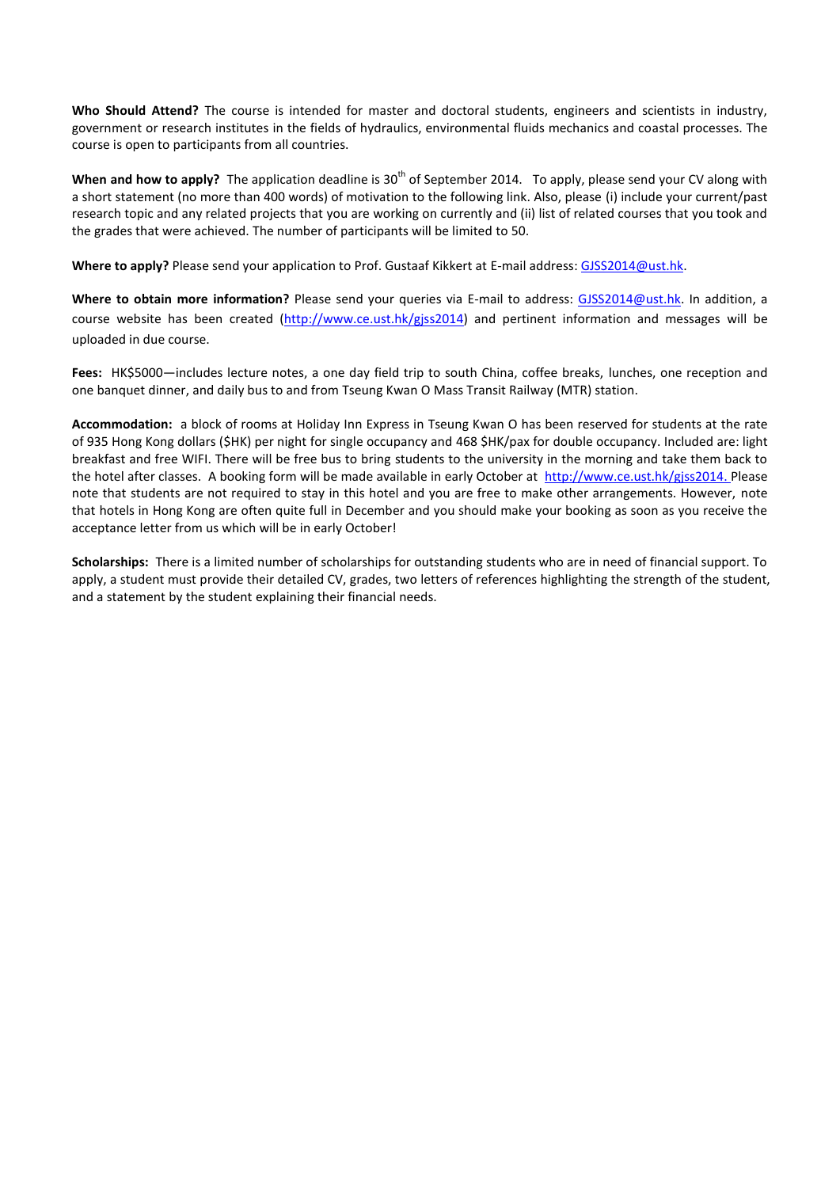**Who Should Attend?** The course is intended for master and doctoral students, engineers and scientists in industry, government or research institutes in the fields of hydraulics, environmental fluids mechanics and coastal processes. The course is open to participants from all countries.

**When and how to apply?** The application deadline is 30th of September 2014. To apply, please send your CV along with a short statement (no more than 400 words) of motivation to the following link. Also, please (i) include your current/past research topic and any related projects that you are working on currently and (ii) list of related courses that you took and the grades that were achieved. The number of participants will be limited to 50.

**Where to apply?** Please send your application to Prof. Gustaaf Kikkert at E-mail address: GJSS2014@ust.hk.

**Where to obtain more information?** Please send your queries via E-mail to address: GJSS2014@ust.hk. In addition, a course website has been created (http://www.ce.ust.hk/gjss2014) and pertinent information and messages will be uploaded in due course.

**Fees:** HK$5000—includes lecture notes, a one day field trip to south China, coffee breaks, lunches, one reception and one banquet dinner, and daily bus to and from Tseung Kwan O Mass Transit Railway (MTR) station.

**Accommodation:** a block of rooms at Holiday Inn Express in Tseung Kwan O has been reserved for students at the rate of 935 Hong Kong dollars ($HK) per night for single occupancy and 468 $HK/pax for double occupancy. Included are: light breakfast and free WIFI. There will be free bus to bring students to the university in the morning and take them back to the hotel after classes. A booking form will be made available in early October at http://www.ce.ust.hk/gjss2014. Please note that students are not required to stay in this hotel and you are free to make other arrangements. However, note that hotels in Hong Kong are often quite full in December and you should make your booking as soon as you receive the acceptance letter from us which will be in early October!

**Scholarships:** There is a limited number of scholarships for outstanding students who are in need of financial support. To apply, a student must provide their detailed CV, grades, two letters of references highlighting the strength of the student, and a statement by the student explaining their financial needs.